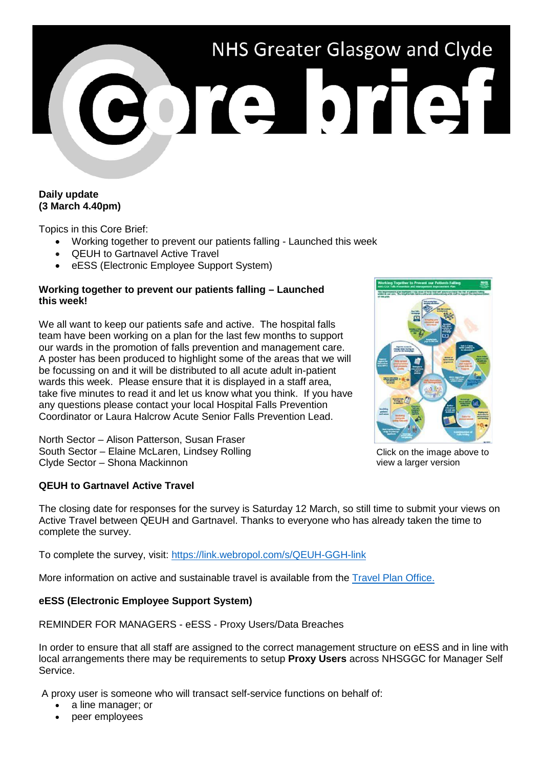# NHS Greater Glasgow and Clyde Core brief

**Daily update**
**(3 March 4.40pm)**

Topics in this Core Brief:

- Working together to prevent our patients falling - Launched this week
- QEUH to Gartnavel Active Travel
- eESS (Electronic Employee Support System)

**Working together to prevent our patients falling – Launched this week!**

We all want to keep our patients safe and active. The hospital falls team have been working on a plan for the last few months to support our wards in the promotion of falls prevention and management care. A poster has been produced to highlight some of the areas that we will be focussing on and it will be distributed to all acute adult in-patient wards this week. Please ensure that it is displayed in a staff area, take five minutes to read it and let us know what you think. If you have any questions please contact your local Hospital Falls Prevention Coordinator or Laura Halcrow Acute Senior Falls Prevention Lead.

North Sector – Alison Patterson, Susan Fraser
South Sector – Elaine McLaren, Lindsey Rolling
Clyde Sector – Shona Mackinnon

Click on the image above to view a larger version

**QEUH to Gartnavel Active Travel**

The closing date for responses for the survey is Saturday 12 March, so still time to submit your views on Active Travel between QEUH and Gartnavel. Thanks to everyone who has already taken the time to complete the survey.

To complete the survey, visit: https://link.webropol.com/s/QEUH-GGH-link

More information on active and sustainable travel is available from the Travel Plan Office.

**eESS (Electronic Employee Support System)**

REMINDER FOR MANAGERS - eESS - Proxy Users/Data Breaches

In order to ensure that all staff are assigned to the correct management structure on eESS and in line with local arrangements there may be requirements to setup **Proxy Users** across NHSGGC for Manager Self Service.

A proxy user is someone who will transact self-service functions on behalf of:

- a line manager; or
- peer employees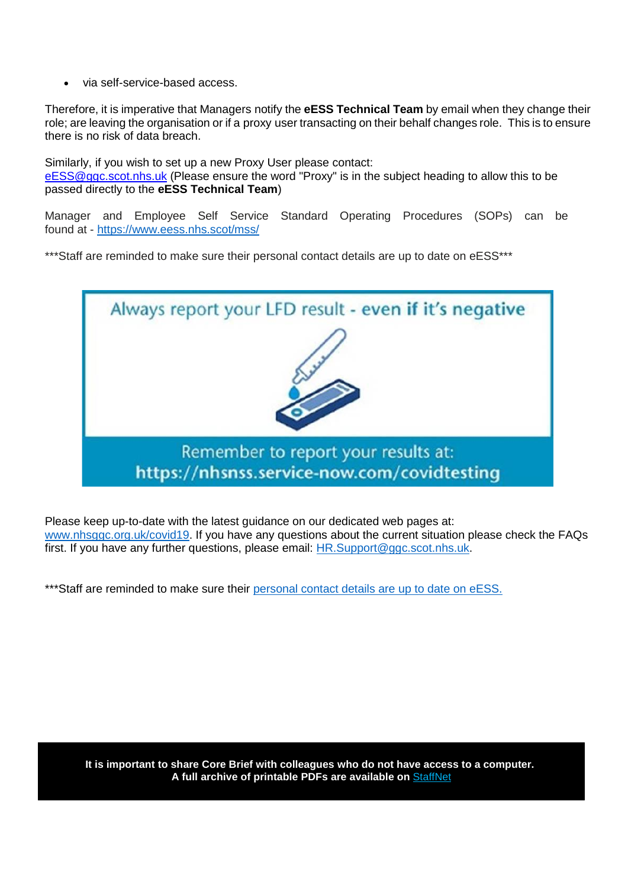- via self-service-based access.

Therefore, it is imperative that Managers notify the **eESS Technical Team** by email when they change their role; are leaving the organisation or if a proxy user transacting on their behalf changes role. This is to ensure there is no risk of data breach.

Similarly, if you wish to set up a new Proxy User please contact:
eESS@ggc.scot.nhs.uk (Please ensure the word "Proxy" is in the subject heading to allow this to be passed directly to the **eESS Technical Team**)

Manager and Employee Self Service Standard Operating Procedures (SOPs) can be found at - https://www.eess.nhs.scot/mss/

***Staff are reminded to make sure their personal contact details are up to date on eESS***

Always report your LFD result - even if it's negative

Remember to report your results at:
https://nhsnss.service-now.com/covidtesting

Please keep up-to-date with the latest guidance on our dedicated web pages at:
www.nhsggc.org.uk/covid19. If you have any questions about the current situation please check the FAQs first. If you have any further questions, please email: HR.Support@ggc.scot.nhs.uk.

***Staff are reminded to make sure their personal contact details are up to date on eESS.

**It is important to share Core Brief with colleagues who do not have access to a computer.**
**A full archive of printable PDFs are available on StaffNet**